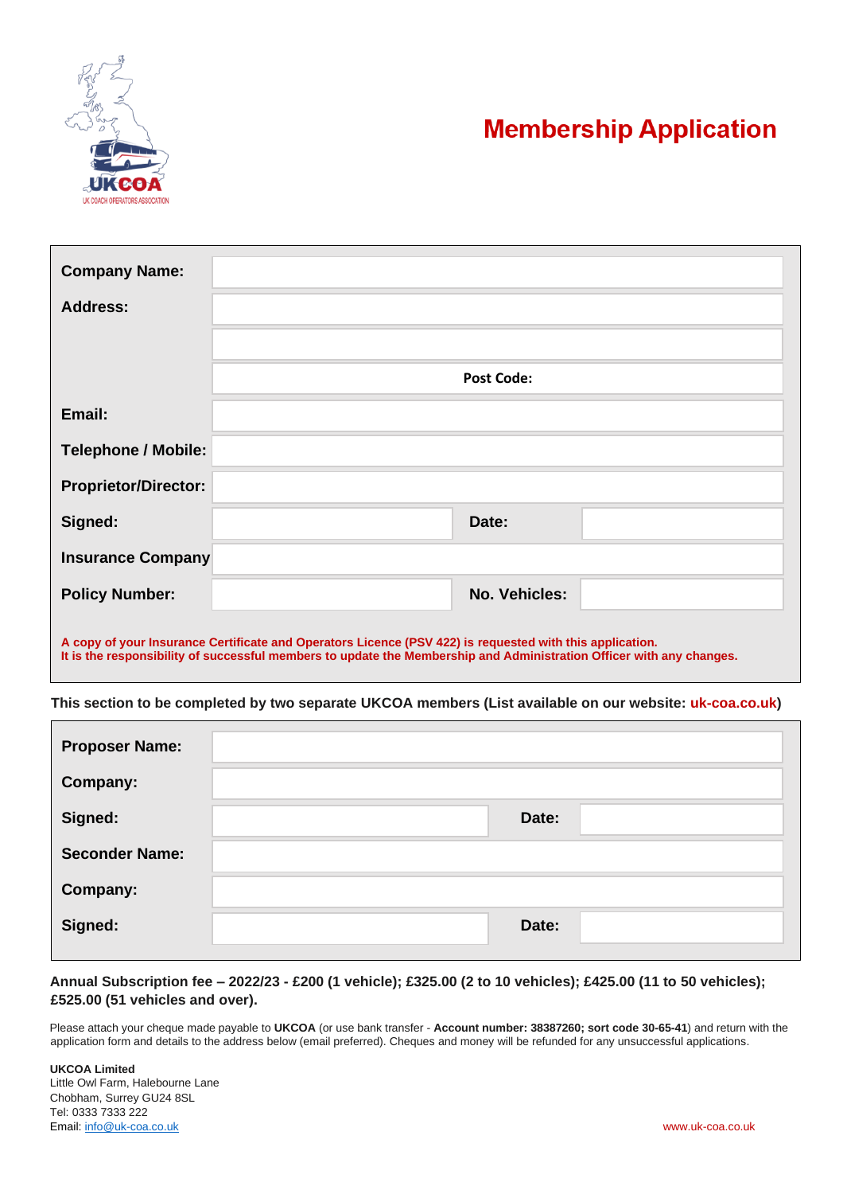UKCOA
UK COACH OPERATORS ASSOCIATION

# Membership Application

| | | | |
|---|---|---|---|
| **Company Name:** | | | |
| **Address:** | | | |
| | | | |
| | **Post Code:** | | |
| **Email:** | | | |
| **Telephone / Mobile:** | | | |
| **Proprietor/Director:** | | | |
| **Signed:** | | **Date:** | |
| **Insurance Company** | | | |
| **Policy Number:** | | **No. Vehicles:** | |

**A copy of your Insurance Certificate and Operators Licence (PSV 422) is requested with this application.**
**It is the responsibility of successful members to update the Membership and Administration Officer with any changes.**

**This section to be completed by two separate UKCOA members (List available on our website: uk-coa.co.uk)**

| | | | |
|---|---|---|---|
| **Proposer Name:** | | | |
| **Company:** | | | |
| **Signed:** | | **Date:** | |
| **Seconder Name:** | | | |
| **Company:** | | | |
| **Signed:** | | **Date:** | |

**Annual Subscription fee – 2022/23 - £200 (1 vehicle); £325.00 (2 to 10 vehicles); £425.00 (11 to 50 vehicles); £525.00 (51 vehicles and over).**

Please attach your cheque made payable to **UKCOA** (or use bank transfer - **Account number: 38387260; sort code 30-65-41**) and return with the application form and details to the address below (email preferred). Cheques and money will be refunded for any unsuccessful applications.

**UKCOA Limited**
Little Owl Farm, Halebourne Lane
Chobham, Surrey GU24 8SL
Tel: 0333 7333 222
Email: info@uk-coa.co.uk

www.uk-coa.co.uk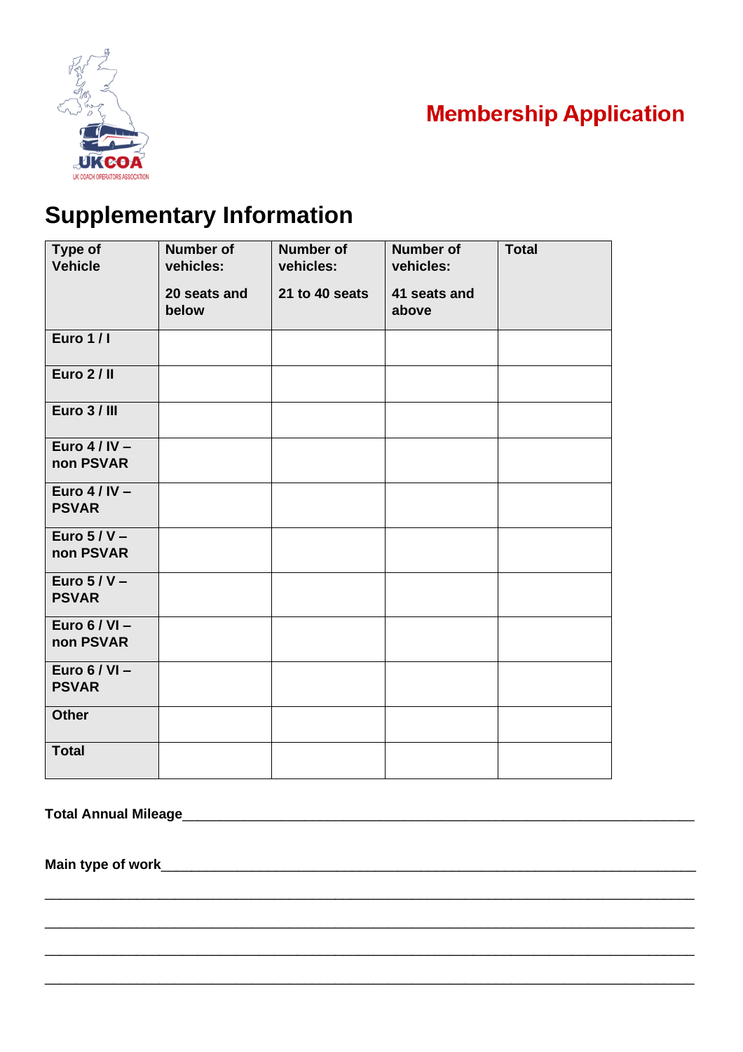UKCOA
UK COACH OPERATORS ASSOCIATION

**Membership Application**

# Supplementary Information

| Type of Vehicle | Number of vehicles: 20 seats and below | Number of vehicles: 21 to 40 seats | Number of vehicles: 41 seats and above | Total |
|---|---|---|---|---|
| Euro 1 / I | | | | |
| Euro 2 / II | | | | |
| Euro 3 / III | | | | |
| Euro 4 / IV – non PSVAR | | | | |
| Euro 4 / IV – PSVAR | | | | |
| Euro 5 / V – non PSVAR | | | | |
| Euro 5 / V – PSVAR | | | | |
| Euro 6 / VI – non PSVAR | | | | |
| Euro 6 / VI – PSVAR | | | | |
| Other | | | | |
| Total | | | | |

**Total Annual Mileage**___________________________________________________________________

**Main type of work**______________________________________________________________________

__________________________________________________________________________________________

__________________________________________________________________________________________

__________________________________________________________________________________________

__________________________________________________________________________________________